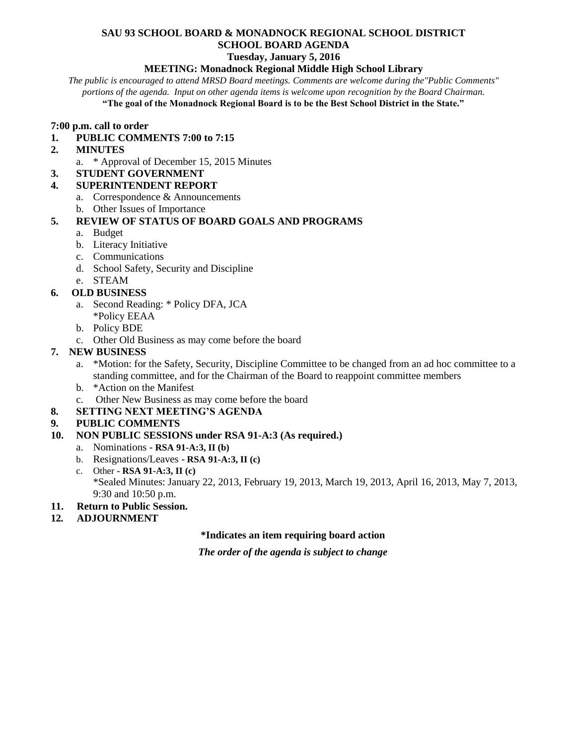**SAU 93 SCHOOL BOARD & MONADNOCK REGIONAL SCHOOL DISTRICT**
**SCHOOL BOARD AGENDA**
**Tuesday, January 5, 2016**
**MEETING: Monadnock Regional Middle High School Library**

*The public is encouraged to attend MRSD Board meetings. Comments are welcome during the"Public Comments" portions of the agenda. Input on other agenda items is welcome upon recognition by the Board Chairman.*

**"The goal of the Monadnock Regional Board is to be the Best School District in the State."**

**7:00 p.m. call to order**

1. **PUBLIC COMMENTS 7:00 to 7:15**
2. **MINUTES**
   a. * Approval of December 15, 2015 Minutes
3. **STUDENT GOVERNMENT**
4. **SUPERINTENDENT REPORT**
   a. Correspondence & Announcements
   b. Other Issues of Importance
5. **REVIEW OF STATUS OF BOARD GOALS AND PROGRAMS**
   a. Budget
   b. Literacy Initiative
   c. Communications
   d. School Safety, Security and Discipline
   e. STEAM
6. **OLD BUSINESS**
   a. Second Reading: * Policy DFA, JCA
      *Policy EEAA
   b. Policy BDE
   c. Other Old Business as may come before the board
7. **NEW BUSINESS**
   a. *Motion: for the Safety, Security, Discipline Committee to be changed from an ad hoc committee to a standing committee, and for the Chairman of the Board to reappoint committee members
   b. *Action on the Manifest
   c. Other New Business as may come before the board
8. **SETTING NEXT MEETING'S AGENDA**
9. **PUBLIC COMMENTS**
10. **NON PUBLIC SESSIONS under RSA 91-A:3 (As required.)**
    a. Nominations - **RSA 91-A:3, II (b)**
    b. Resignations/Leaves - **RSA 91-A:3, II (c)**
    c. Other - **RSA 91-A:3, II (c)**
       *Sealed Minutes: January 22, 2013, February 19, 2013, March 19, 2013, April 16, 2013, May 7, 2013, 9:30 and 10:50 p.m.
11. **Return to Public Session.**
12. **ADJOURNMENT**

**\*Indicates an item requiring board action**

***The order of the agenda is subject to change***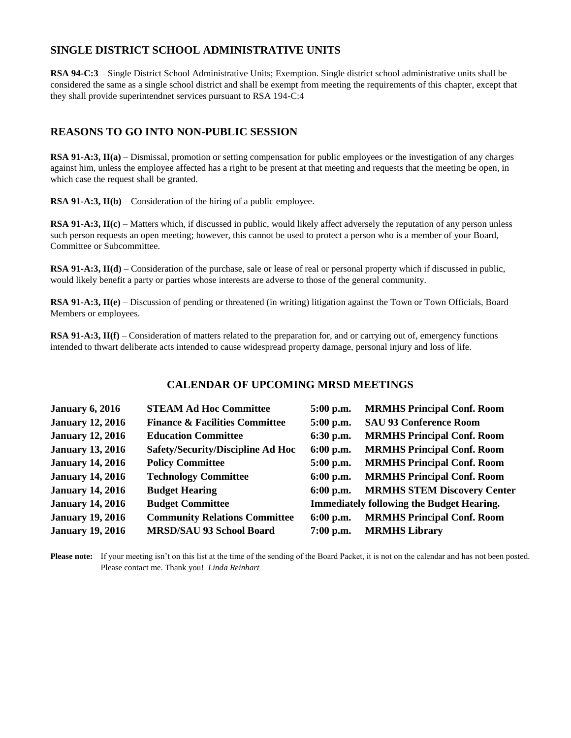## SINGLE DISTRICT SCHOOL ADMINISTRATIVE UNITS

**RSA 94-C:3** – Single District School Administrative Units; Exemption. Single district school administrative units shall be considered the same as a single school district and shall be exempt from meeting the requirements of this chapter, except that they shall provide superintendnet services pursuant to RSA 194-C:4

## REASONS TO GO INTO NON-PUBLIC SESSION

**RSA 91-A:3, II(a)** – Dismissal, promotion or setting compensation for public employees or the investigation of any charges against him, unless the employee affected has a right to be present at that meeting and requests that the meeting be open, in which case the request shall be granted.

**RSA 91-A:3, II(b)** – Consideration of the hiring of a public employee.

**RSA 91-A:3, II(c)** – Matters which, if discussed in public, would likely affect adversely the reputation of any person unless such person requests an open meeting; however, this cannot be used to protect a person who is a member of your Board, Committee or Subcommittee.

**RSA 91-A:3, II(d)** – Consideration of the purchase, sale or lease of real or personal property which if discussed in public, would likely benefit a party or parties whose interests are adverse to those of the general community.

**RSA 91-A:3, II(e)** – Discussion of pending or threatened (in writing) litigation against the Town or Town Officials, Board Members or employees.

**RSA 91-A:3, II(f)** – Consideration of matters related to the preparation for, and or carrying out of, emergency functions intended to thwart deliberate acts intended to cause widespread property damage, personal injury and loss of life.

## CALENDAR OF UPCOMING MRSD MEETINGS

| | | | |
|---|---|---|---|
| **January 6, 2016** | **STEAM Ad Hoc Committee** | **5:00 p.m.** | **MRMHS Principal Conf. Room** |
| **January 12, 2016** | **Finance & Facilities Committee** | **5:00 p.m.** | **SAU 93 Conference Room** |
| **January 12, 2016** | **Education Committee** | **6:30 p.m.** | **MRMHS Principal Conf. Room** |
| **January 13, 2016** | **Safety/Security/Discipline Ad Hoc** | **6:00 p.m.** | **MRMHS Principal Conf. Room** |
| **January 14, 2016** | **Policy Committee** | **5:00 p.m.** | **MRMHS Principal Conf. Room** |
| **January 14, 2016** | **Technology Committee** | **6:00 p.m.** | **MRMHS Principal Conf. Room** |
| **January 14, 2016** | **Budget Hearing** | **6:00 p.m.** | **MRMHS STEM Discovery Center** |
| **January 14, 2016** | **Budget Committee** | **Immediately following the Budget Hearing.** | |
| **January 19, 2016** | **Community Relations Committee** | **6:00 p.m.** | **MRMHS Principal Conf. Room** |
| **January 19, 2016** | **MRSD/SAU 93 School Board** | **7:00 p.m.** | **MRMHS Library** |

**Please note:** If your meeting isn't on this list at the time of the sending of the Board Packet, it is not on the calendar and has not been posted. Please contact me. Thank you! *Linda Reinhart*